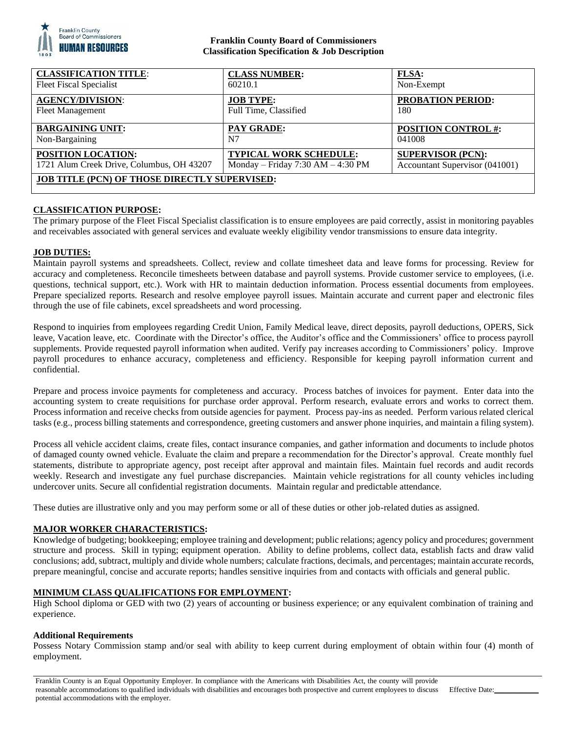**Franklin County Board of Commissioners**
**Classification Specification & Job Description**

| **CLASSIFICATION TITLE**: Fleet Fiscal Specialist | **CLASS NUMBER:** 60210.1 | **FLSA:** Non-Exempt |
|---|---|---|
| **AGENCY/DIVISION**: Fleet Management | **JOB TYPE:** Full Time, Classified | **PROBATION PERIOD:** 180 |
| **BARGAINING UNIT:** Non-Bargaining | **PAY GRADE:** N7 | **POSITION CONTROL #:** 041008 |
| **POSITION LOCATION:** 1721 Alum Creek Drive, Columbus, OH 43207 | **TYPICAL WORK SCHEDULE:** Monday – Friday 7:30 AM – 4:30 PM | **SUPERVISOR (PCN):** Accountant Supervisor (041001) |
| **JOB TITLE (PCN) OF THOSE DIRECTLY SUPERVISED:** | | |

## CLASSIFICATION PURPOSE:

The primary purpose of the Fleet Fiscal Specialist classification is to ensure employees are paid correctly, assist in monitoring payables and receivables associated with general services and evaluate weekly eligibility vendor transmissions to ensure data integrity.

## JOB DUTIES:

Maintain payroll systems and spreadsheets. Collect, review and collate timesheet data and leave forms for processing. Review for accuracy and completeness. Reconcile timesheets between database and payroll systems. Provide customer service to employees, (i.e. questions, technical support, etc.). Work with HR to maintain deduction information. Process essential documents from employees. Prepare specialized reports. Research and resolve employee payroll issues. Maintain accurate and current paper and electronic files through the use of file cabinets, excel spreadsheets and word processing.

Respond to inquiries from employees regarding Credit Union, Family Medical leave, direct deposits, payroll deductions, OPERS, Sick leave, Vacation leave, etc. Coordinate with the Director's office, the Auditor's office and the Commissioners' office to process payroll supplements. Provide requested payroll information when audited. Verify pay increases according to Commissioners' policy. Improve payroll procedures to enhance accuracy, completeness and efficiency. Responsible for keeping payroll information current and confidential.

Prepare and process invoice payments for completeness and accuracy. Process batches of invoices for payment. Enter data into the accounting system to create requisitions for purchase order approval. Perform research, evaluate errors and works to correct them. Process information and receive checks from outside agencies for payment. Process pay-ins as needed. Perform various related clerical tasks (e.g., process billing statements and correspondence, greeting customers and answer phone inquiries, and maintain a filing system).

Process all vehicle accident claims, create files, contact insurance companies, and gather information and documents to include photos of damaged county owned vehicle. Evaluate the claim and prepare a recommendation for the Director's approval. Create monthly fuel statements, distribute to appropriate agency, post receipt after approval and maintain files. Maintain fuel records and audit records weekly. Research and investigate any fuel purchase discrepancies. Maintain vehicle registrations for all county vehicles including undercover units. Secure all confidential registration documents. Maintain regular and predictable attendance.

These duties are illustrative only and you may perform some or all of these duties or other job-related duties as assigned.

## MAJOR WORKER CHARACTERISTICS:

Knowledge of budgeting; bookkeeping; employee training and development; public relations; agency policy and procedures; government structure and process. Skill in typing; equipment operation. Ability to define problems, collect data, establish facts and draw valid conclusions; add, subtract, multiply and divide whole numbers; calculate fractions, decimals, and percentages; maintain accurate records, prepare meaningful, concise and accurate reports; handles sensitive inquiries from and contacts with officials and general public.

## MINIMUM CLASS QUALIFICATIONS FOR EMPLOYMENT:

High School diploma or GED with two (2) years of accounting or business experience; or any equivalent combination of training and experience.

### Additional Requirements

Possess Notary Commission stamp and/or seal with ability to keep current during employment of obtain within four (4) month of employment.

Franklin County is an Equal Opportunity Employer. In compliance with the Americans with Disabilities Act, the county will provide reasonable accommodations to qualified individuals with disabilities and encourages both prospective and current employees to discuss potential accommodations with the employer.

Effective Date:\_\_\_\_\_\_\_\_\_\_\_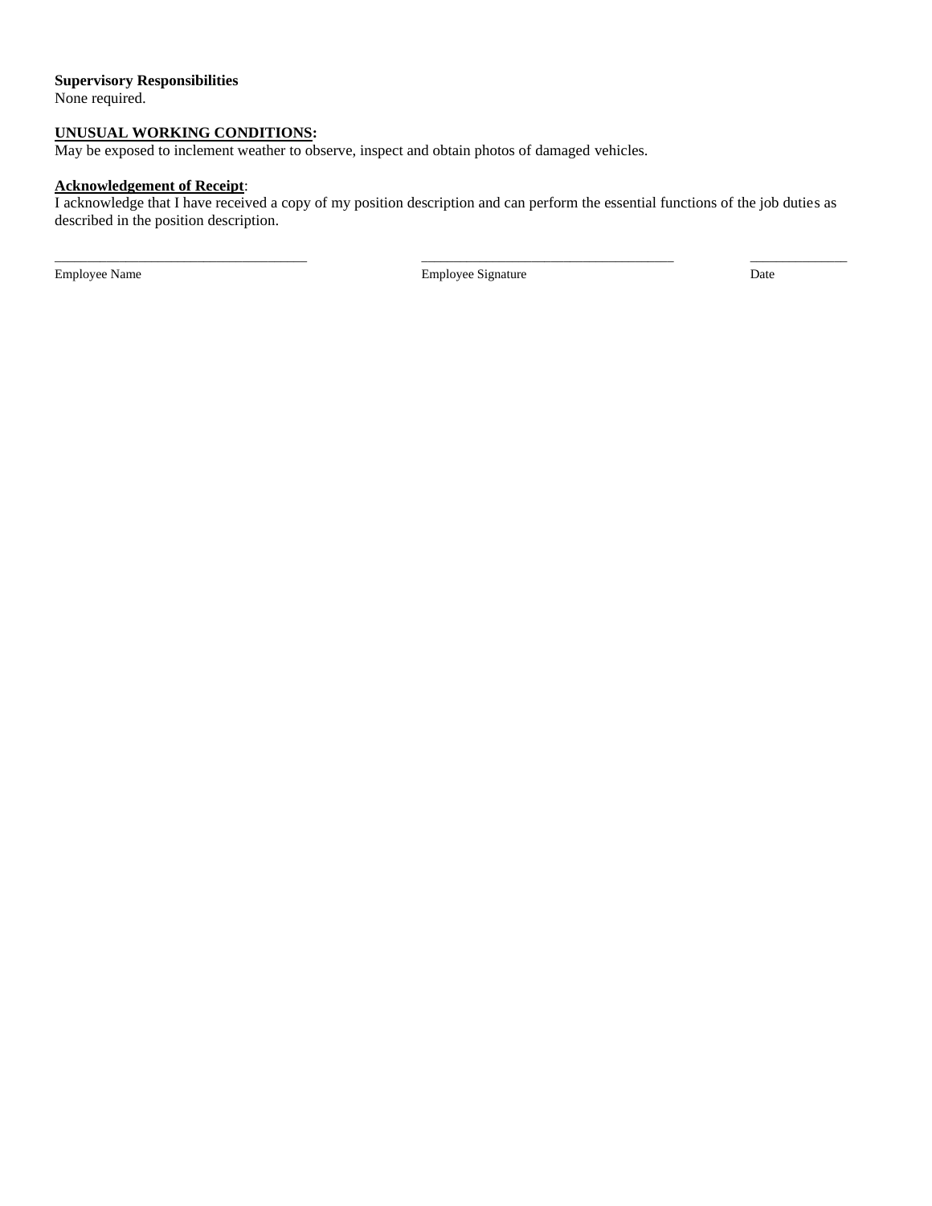**Supervisory Responsibilities**
None required.

**UNUSUAL WORKING CONDITIONS:**
May be exposed to inclement weather to observe, inspect and obtain photos of damaged vehicles.

**Acknowledgement of Receipt**:
I acknowledge that I have received a copy of my position description and can perform the essential functions of the job duties as described in the position description.

| | | |
|---|---|---|
| ______________________________ | ______________________________ | ____________ |
| Employee Name | Employee Signature | Date |